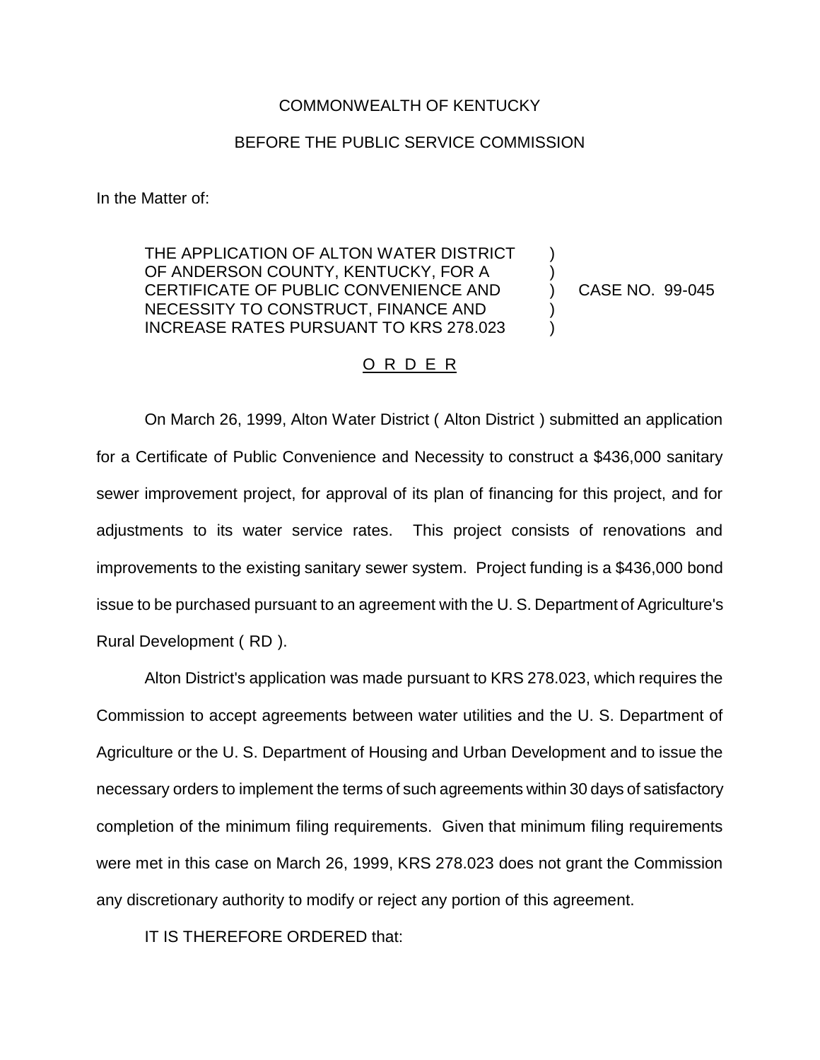COMMONWEALTH OF KENTUCKY

BEFORE THE PUBLIC SERVICE COMMISSION

In the Matter of:

| | | |
|---|---|---|
| THE APPLICATION OF ALTON WATER DISTRICT OF ANDERSON COUNTY, KENTUCKY, FOR A CERTIFICATE OF PUBLIC CONVENIENCE AND NECESSITY TO CONSTRUCT, FINANCE AND INCREASE RATES PURSUANT TO KRS 278.023 | ) ) ) ) ) | CASE NO. 99-045 |

O R D E R

On March 26, 1999, Alton Water District ( Alton District ) submitted an application for a Certificate of Public Convenience and Necessity to construct a $436,000 sanitary sewer improvement project, for approval of its plan of financing for this project, and for adjustments to its water service rates. This project consists of renovations and improvements to the existing sanitary sewer system. Project funding is a $436,000 bond issue to be purchased pursuant to an agreement with the U. S. Department of Agriculture's Rural Development ( RD ).

Alton District's application was made pursuant to KRS 278.023, which requires the Commission to accept agreements between water utilities and the U. S. Department of Agriculture or the U. S. Department of Housing and Urban Development and to issue the necessary orders to implement the terms of such agreements within 30 days of satisfactory completion of the minimum filing requirements. Given that minimum filing requirements were met in this case on March 26, 1999, KRS 278.023 does not grant the Commission any discretionary authority to modify or reject any portion of this agreement.

IT IS THEREFORE ORDERED that: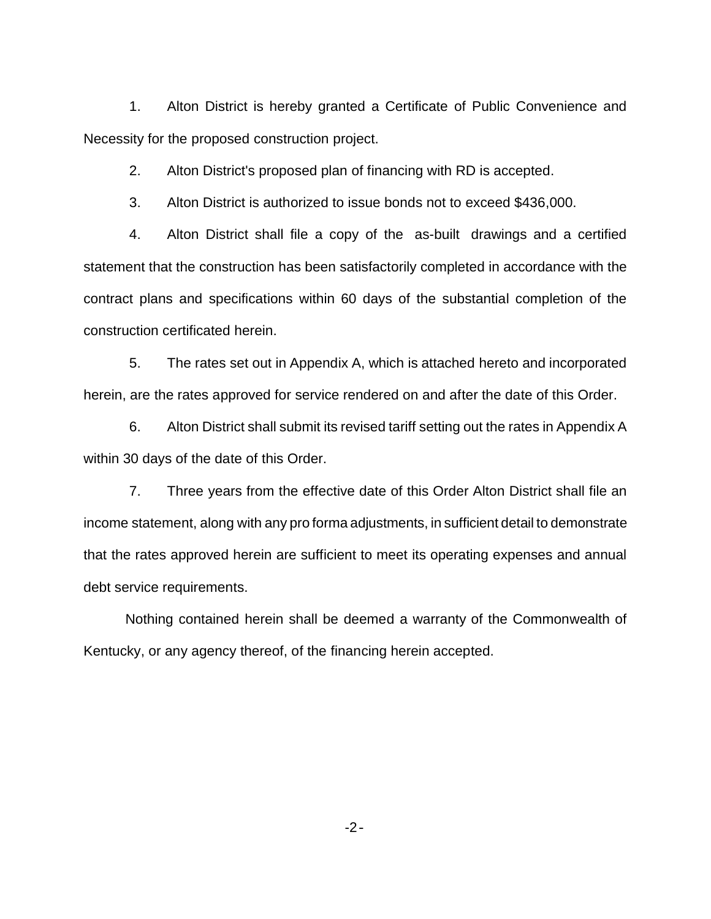1. Alton District is hereby granted a Certificate of Public Convenience and Necessity for the proposed construction project.

2. Alton District's proposed plan of financing with RD is accepted.

3. Alton District is authorized to issue bonds not to exceed $436,000.

4. Alton District shall file a copy of the as-built drawings and a certified statement that the construction has been satisfactorily completed in accordance with the contract plans and specifications within 60 days of the substantial completion of the construction certificated herein.

5. The rates set out in Appendix A, which is attached hereto and incorporated herein, are the rates approved for service rendered on and after the date of this Order.

6. Alton District shall submit its revised tariff setting out the rates in Appendix A within 30 days of the date of this Order.

7. Three years from the effective date of this Order Alton District shall file an income statement, along with any pro forma adjustments, in sufficient detail to demonstrate that the rates approved herein are sufficient to meet its operating expenses and annual debt service requirements.

Nothing contained herein shall be deemed a warranty of the Commonwealth of Kentucky, or any agency thereof, of the financing herein accepted.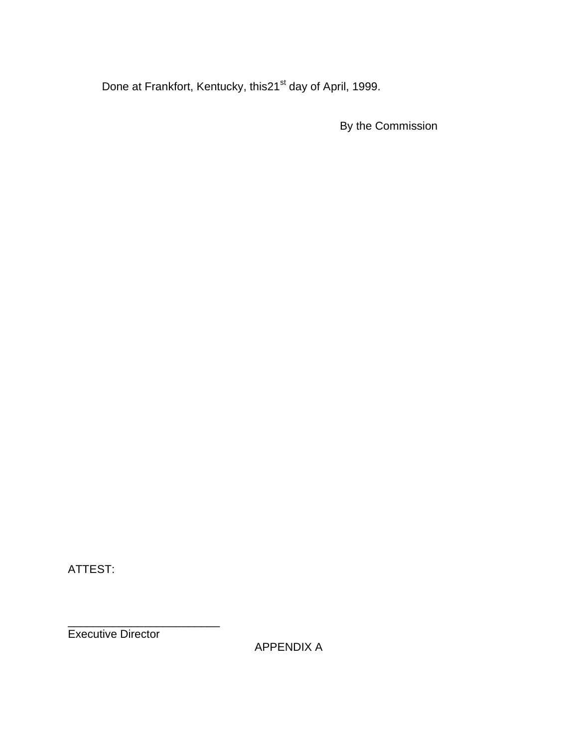Done at Frankfort, Kentucky, this21st day of April, 1999.

By the Commission

ATTEST:

________________________
Executive Director

APPENDIX A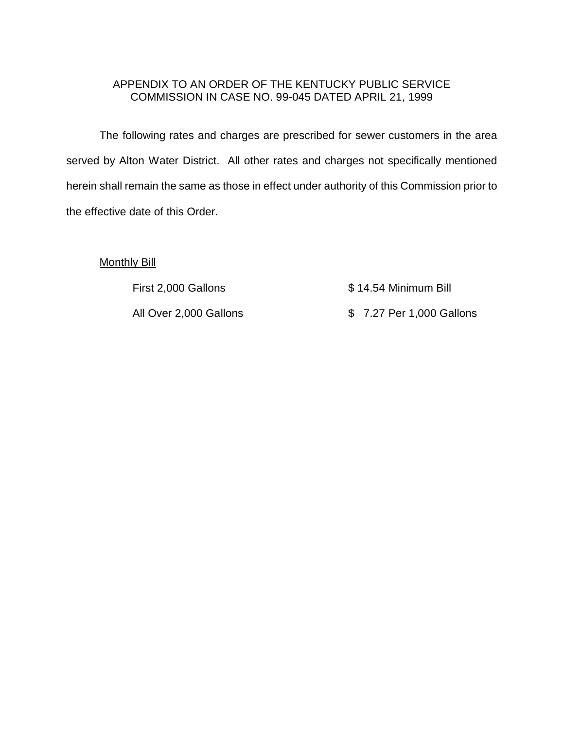APPENDIX TO AN ORDER OF THE KENTUCKY PUBLIC SERVICE COMMISSION IN CASE NO. 99-045 DATED APRIL 21, 1999

The following rates and charges are prescribed for sewer customers in the area served by Alton Water District. All other rates and charges not specifically mentioned herein shall remain the same as those in effect under authority of this Commission prior to the effective date of this Order.

Monthly Bill

| | |
|---|---|
| First 2,000 Gallons | $ 14.54 Minimum Bill |
| All Over 2,000 Gallons | $ 7.27 Per 1,000 Gallons |